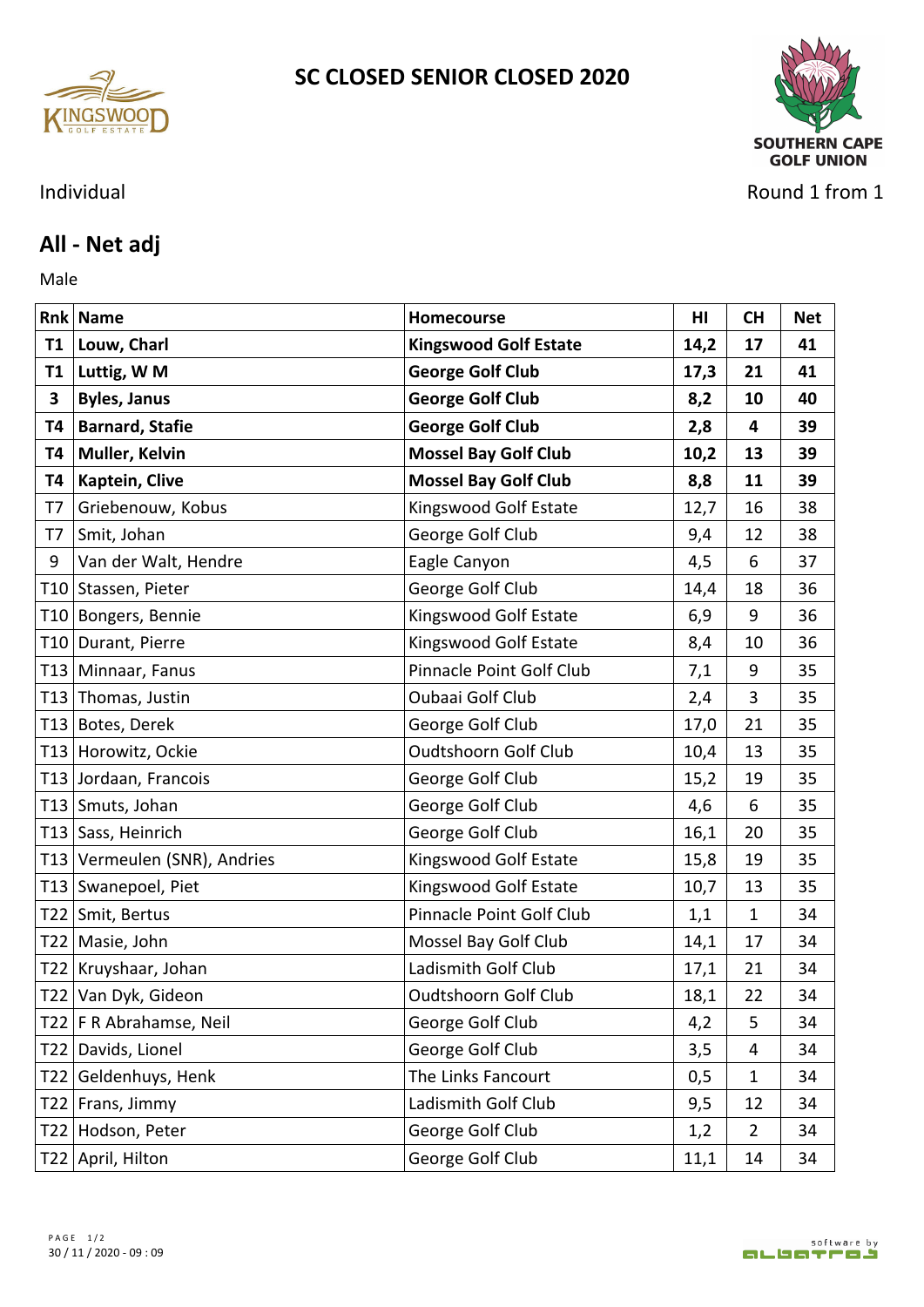# SC CLOSED SENIOR CLOSED 2020

Individual

Round 1 from 1

## All - Net adj

Male

| Rnk | Name | Homecourse | HI | CH | Net |
|---|---|---|---|---|---|
| **T1** | **Louw, Charl** | **Kingswood Golf Estate** | **14,2** | **17** | **41** |
| **T1** | **Luttig, W M** | **George Golf Club** | **17,3** | **21** | **41** |
| **3** | **Byles, Janus** | **George Golf Club** | **8,2** | **10** | **40** |
| **T4** | **Barnard, Stafie** | **George Golf Club** | **2,8** | **4** | **39** |
| **T4** | **Muller, Kelvin** | **Mossel Bay Golf Club** | **10,2** | **13** | **39** |
| **T4** | **Kaptein, Clive** | **Mossel Bay Golf Club** | **8,8** | **11** | **39** |
| T7 | Griebenouw, Kobus | Kingswood Golf Estate | 12,7 | 16 | 38 |
| T7 | Smit, Johan | George Golf Club | 9,4 | 12 | 38 |
| 9 | Van der Walt, Hendre | Eagle Canyon | 4,5 | 6 | 37 |
| T10 | Stassen, Pieter | George Golf Club | 14,4 | 18 | 36 |
| T10 | Bongers, Bennie | Kingswood Golf Estate | 6,9 | 9 | 36 |
| T10 | Durant, Pierre | Kingswood Golf Estate | 8,4 | 10 | 36 |
| T13 | Minnaar, Fanus | Pinnacle Point Golf Club | 7,1 | 9 | 35 |
| T13 | Thomas, Justin | Oubaai Golf Club | 2,4 | 3 | 35 |
| T13 | Botes, Derek | George Golf Club | 17,0 | 21 | 35 |
| T13 | Horowitz, Ockie | Oudtshoorn Golf Club | 10,4 | 13 | 35 |
| T13 | Jordaan, Francois | George Golf Club | 15,2 | 19 | 35 |
| T13 | Smuts, Johan | George Golf Club | 4,6 | 6 | 35 |
| T13 | Sass, Heinrich | George Golf Club | 16,1 | 20 | 35 |
| T13 | Vermeulen (SNR), Andries | Kingswood Golf Estate | 15,8 | 19 | 35 |
| T13 | Swanepoel, Piet | Kingswood Golf Estate | 10,7 | 13 | 35 |
| T22 | Smit, Bertus | Pinnacle Point Golf Club | 1,1 | 1 | 34 |
| T22 | Masie, John | Mossel Bay Golf Club | 14,1 | 17 | 34 |
| T22 | Kruyshaar, Johan | Ladismith Golf Club | 17,1 | 21 | 34 |
| T22 | Van Dyk, Gideon | Oudtshoorn Golf Club | 18,1 | 22 | 34 |
| T22 | F R Abrahamse, Neil | George Golf Club | 4,2 | 5 | 34 |
| T22 | Davids, Lionel | George Golf Club | 3,5 | 4 | 34 |
| T22 | Geldenhuys, Henk | The Links Fancourt | 0,5 | 1 | 34 |
| T22 | Frans, Jimmy | Ladismith Golf Club | 9,5 | 12 | 34 |
| T22 | Hodson, Peter | George Golf Club | 1,2 | 2 | 34 |
| T22 | April, Hilton | George Golf Club | 11,1 | 14 | 34 |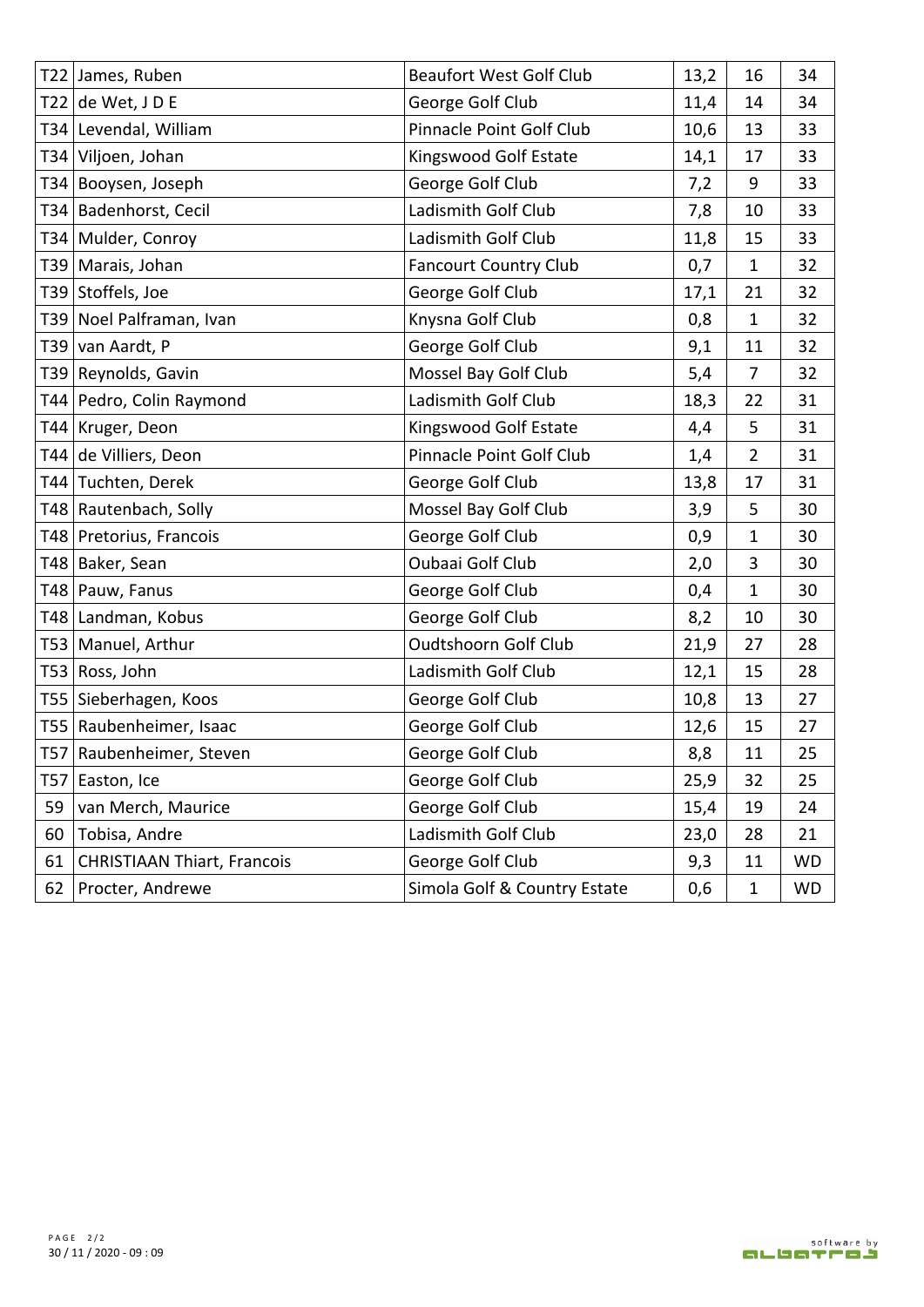| | | | | | |
|---|---|---|---|---|---|
| T22 | James, Ruben | Beaufort West Golf Club | 13,2 | 16 | 34 |
| T22 | de Wet, J D E | George Golf Club | 11,4 | 14 | 34 |
| T34 | Levendal, William | Pinnacle Point Golf Club | 10,6 | 13 | 33 |
| T34 | Viljoen, Johan | Kingswood Golf Estate | 14,1 | 17 | 33 |
| T34 | Booysen, Joseph | George Golf Club | 7,2 | 9 | 33 |
| T34 | Badenhorst, Cecil | Ladismith Golf Club | 7,8 | 10 | 33 |
| T34 | Mulder, Conroy | Ladismith Golf Club | 11,8 | 15 | 33 |
| T39 | Marais, Johan | Fancourt Country Club | 0,7 | 1 | 32 |
| T39 | Stoffels, Joe | George Golf Club | 17,1 | 21 | 32 |
| T39 | Noel Palframan, Ivan | Knysna Golf Club | 0,8 | 1 | 32 |
| T39 | van Aardt, P | George Golf Club | 9,1 | 11 | 32 |
| T39 | Reynolds, Gavin | Mossel Bay Golf Club | 5,4 | 7 | 32 |
| T44 | Pedro, Colin Raymond | Ladismith Golf Club | 18,3 | 22 | 31 |
| T44 | Kruger, Deon | Kingswood Golf Estate | 4,4 | 5 | 31 |
| T44 | de Villiers, Deon | Pinnacle Point Golf Club | 1,4 | 2 | 31 |
| T44 | Tuchten, Derek | George Golf Club | 13,8 | 17 | 31 |
| T48 | Rautenbach, Solly | Mossel Bay Golf Club | 3,9 | 5 | 30 |
| T48 | Pretorius, Francois | George Golf Club | 0,9 | 1 | 30 |
| T48 | Baker, Sean | Oubaai Golf Club | 2,0 | 3 | 30 |
| T48 | Pauw, Fanus | George Golf Club | 0,4 | 1 | 30 |
| T48 | Landman, Kobus | George Golf Club | 8,2 | 10 | 30 |
| T53 | Manuel, Arthur | Oudtshoorn Golf Club | 21,9 | 27 | 28 |
| T53 | Ross, John | Ladismith Golf Club | 12,1 | 15 | 28 |
| T55 | Sieberhagen, Koos | George Golf Club | 10,8 | 13 | 27 |
| T55 | Raubenheimer, Isaac | George Golf Club | 12,6 | 15 | 27 |
| T57 | Raubenheimer, Steven | George Golf Club | 8,8 | 11 | 25 |
| T57 | Easton, Ice | George Golf Club | 25,9 | 32 | 25 |
| 59 | van Merch, Maurice | George Golf Club | 15,4 | 19 | 24 |
| 60 | Tobisa, Andre | Ladismith Golf Club | 23,0 | 28 | 21 |
| 61 | CHRISTIAAN Thiart, Francois | George Golf Club | 9,3 | 11 | WD |
| 62 | Procter, Andrewe | Simola Golf & Country Estate | 0,6 | 1 | WD |